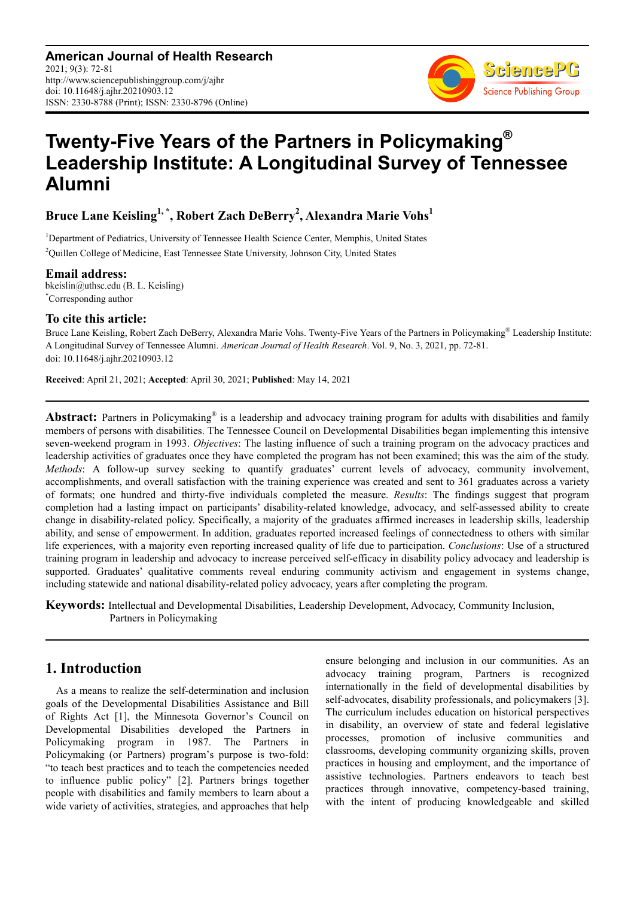# Twenty-Five Years of the Partners in Policymaking® Leadership Institute: A Longitudinal Survey of Tennessee Alumni

**Bruce Lane Keisling[1, *], Robert Zach DeBerry[2], Alexandra Marie Vohs[1]**

[1]Department of Pediatrics, University of Tennessee Health Science Center, Memphis, United States

[2]Quillen College of Medicine, East Tennessee State University, Johnson City, United States

## Email address:

bkeislin@uthsc.edu (B. L. Keisling)

*Corresponding author

## To cite this article:

Bruce Lane Keisling, Robert Zach DeBerry, Alexandra Marie Vohs. Twenty-Five Years of the Partners in Policymaking® Leadership Institute: A Longitudinal Survey of Tennessee Alumni. *American Journal of Health Research*. Vol. 9, No. 3, 2021, pp. 72-81. doi: 10.11648/j.ajhr.20210903.12

**Received**: April 21, 2021; **Accepted**: April 30, 2021; **Published**: May 14, 2021

---

**Abstract:** Partners in Policymaking® is a leadership and advocacy training program for adults with disabilities and family members of persons with disabilities. The Tennessee Council on Developmental Disabilities began implementing this intensive seven-weekend program in 1993. *Objectives*: The lasting influence of such a training program on the advocacy practices and leadership activities of graduates once they have completed the program has not been examined; this was the aim of the study. *Methods*: A follow-up survey seeking to quantify graduates' current levels of advocacy, community involvement, accomplishments, and overall satisfaction with the training experience was created and sent to 361 graduates across a variety of formats; one hundred and thirty-five individuals completed the measure. *Results*: The findings suggest that program completion had a lasting impact on participants' disability-related knowledge, advocacy, and self-assessed ability to create change in disability-related policy. Specifically, a majority of the graduates affirmed increases in leadership skills, leadership ability, and sense of empowerment. In addition, graduates reported increased feelings of connectedness to others with similar life experiences, with a majority even reporting increased quality of life due to participation. *Conclusions*: Use of a structured training program in leadership and advocacy to increase perceived self-efficacy in disability policy advocacy and leadership is supported. Graduates' qualitative comments reveal enduring community activism and engagement in systems change, including statewide and national disability-related policy advocacy, years after completing the program.

**Keywords:** Intellectual and Developmental Disabilities, Leadership Development, Advocacy, Community Inclusion, Partners in Policymaking

---

## 1. Introduction

As a means to realize the self-determination and inclusion goals of the Developmental Disabilities Assistance and Bill of Rights Act [1], the Minnesota Governor's Council on Developmental Disabilities developed the Partners in Policymaking program in 1987. The Partners in Policymaking (or Partners) program's purpose is two-fold: "to teach best practices and to teach the competencies needed to influence public policy" [2]. Partners brings together people with disabilities and family members to learn about a wide variety of activities, strategies, and approaches that help ensure belonging and inclusion in our communities. As an advocacy training program, Partners is recognized internationally in the field of developmental disabilities by self-advocates, disability professionals, and policymakers [3]. The curriculum includes education on historical perspectives in disability, an overview of state and federal legislative processes, promotion of inclusive communities and classrooms, developing community organizing skills, proven practices in housing and employment, and the importance of assistive technologies. Partners endeavors to teach best practices through innovative, competency-based training, with the intent of producing knowledgeable and skilled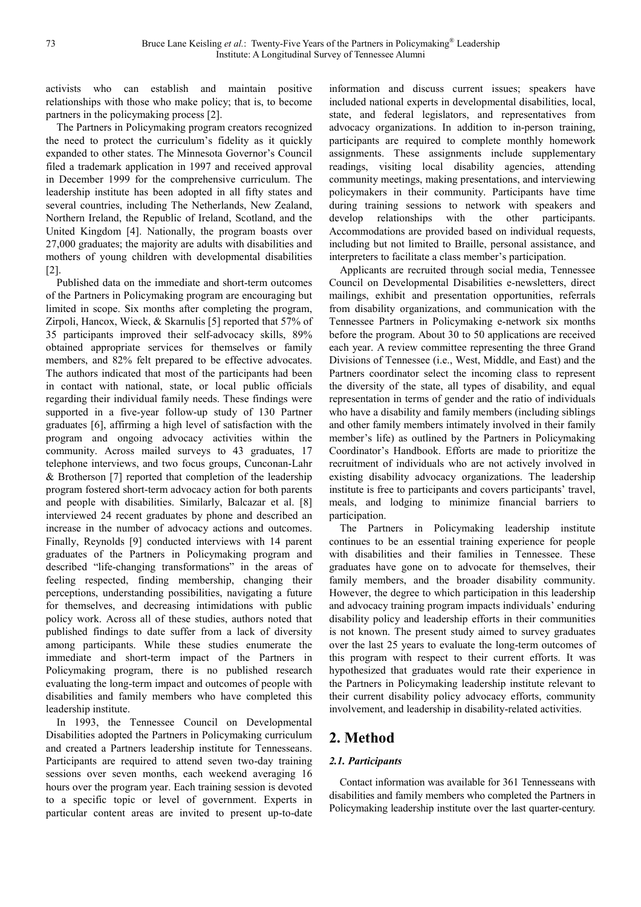activists who can establish and maintain positive relationships with those who make policy; that is, to become partners in the policymaking process [2].

The Partners in Policymaking program creators recognized the need to protect the curriculum's fidelity as it quickly expanded to other states. The Minnesota Governor's Council filed a trademark application in 1997 and received approval in December 1999 for the comprehensive curriculum. The leadership institute has been adopted in all fifty states and several countries, including The Netherlands, New Zealand, Northern Ireland, the Republic of Ireland, Scotland, and the United Kingdom [4]. Nationally, the program boasts over 27,000 graduates; the majority are adults with disabilities and mothers of young children with developmental disabilities [2].

Published data on the immediate and short-term outcomes of the Partners in Policymaking program are encouraging but limited in scope. Six months after completing the program, Zirpoli, Hancox, Wieck, & Skarnulis [5] reported that 57% of 35 participants improved their self-advocacy skills, 89% obtained appropriate services for themselves or family members, and 82% felt prepared to be effective advocates. The authors indicated that most of the participants had been in contact with national, state, or local public officials regarding their individual family needs. These findings were supported in a five-year follow-up study of 130 Partner graduates [6], affirming a high level of satisfaction with the program and ongoing advocacy activities within the community. Across mailed surveys to 43 graduates, 17 telephone interviews, and two focus groups, Cunconan-Lahr & Brotherson [7] reported that completion of the leadership program fostered short-term advocacy action for both parents and people with disabilities. Similarly, Balcazar et al. [8] interviewed 24 recent graduates by phone and described an increase in the number of advocacy actions and outcomes. Finally, Reynolds [9] conducted interviews with 14 parent graduates of the Partners in Policymaking program and described "life-changing transformations" in the areas of feeling respected, finding membership, changing their perceptions, understanding possibilities, navigating a future for themselves, and decreasing intimidations with public policy work. Across all of these studies, authors noted that published findings to date suffer from a lack of diversity among participants. While these studies enumerate the immediate and short-term impact of the Partners in Policymaking program, there is no published research evaluating the long-term impact and outcomes of people with disabilities and family members who have completed this leadership institute.

In 1993, the Tennessee Council on Developmental Disabilities adopted the Partners in Policymaking curriculum and created a Partners leadership institute for Tennesseans. Participants are required to attend seven two-day training sessions over seven months, each weekend averaging 16 hours over the program year. Each training session is devoted to a specific topic or level of government. Experts in particular content areas are invited to present up-to-date information and discuss current issues; speakers have included national experts in developmental disabilities, local, state, and federal legislators, and representatives from advocacy organizations. In addition to in-person training, participants are required to complete monthly homework assignments. These assignments include supplementary readings, visiting local disability agencies, attending community meetings, making presentations, and interviewing policymakers in their community. Participants have time during training sessions to network with speakers and develop relationships with the other participants. Accommodations are provided based on individual requests, including but not limited to Braille, personal assistance, and interpreters to facilitate a class member's participation.

Applicants are recruited through social media, Tennessee Council on Developmental Disabilities e-newsletters, direct mailings, exhibit and presentation opportunities, referrals from disability organizations, and communication with the Tennessee Partners in Policymaking e-network six months before the program. About 30 to 50 applications are received each year. A review committee representing the three Grand Divisions of Tennessee (i.e., West, Middle, and East) and the Partners coordinator select the incoming class to represent the diversity of the state, all types of disability, and equal representation in terms of gender and the ratio of individuals who have a disability and family members (including siblings and other family members intimately involved in their family member's life) as outlined by the Partners in Policymaking Coordinator's Handbook. Efforts are made to prioritize the recruitment of individuals who are not actively involved in existing disability advocacy organizations. The leadership institute is free to participants and covers participants' travel, meals, and lodging to minimize financial barriers to participation.

The Partners in Policymaking leadership institute continues to be an essential training experience for people with disabilities and their families in Tennessee. These graduates have gone on to advocate for themselves, their family members, and the broader disability community. However, the degree to which participation in this leadership and advocacy training program impacts individuals' enduring disability policy and leadership efforts in their communities is not known. The present study aimed to survey graduates over the last 25 years to evaluate the long-term outcomes of this program with respect to their current efforts. It was hypothesized that graduates would rate their experience in the Partners in Policymaking leadership institute relevant to their current disability policy advocacy efforts, community involvement, and leadership in disability-related activities.

## 2. Method

### *2.1. Participants*

Contact information was available for 361 Tennesseans with disabilities and family members who completed the Partners in Policymaking leadership institute over the last quarter-century.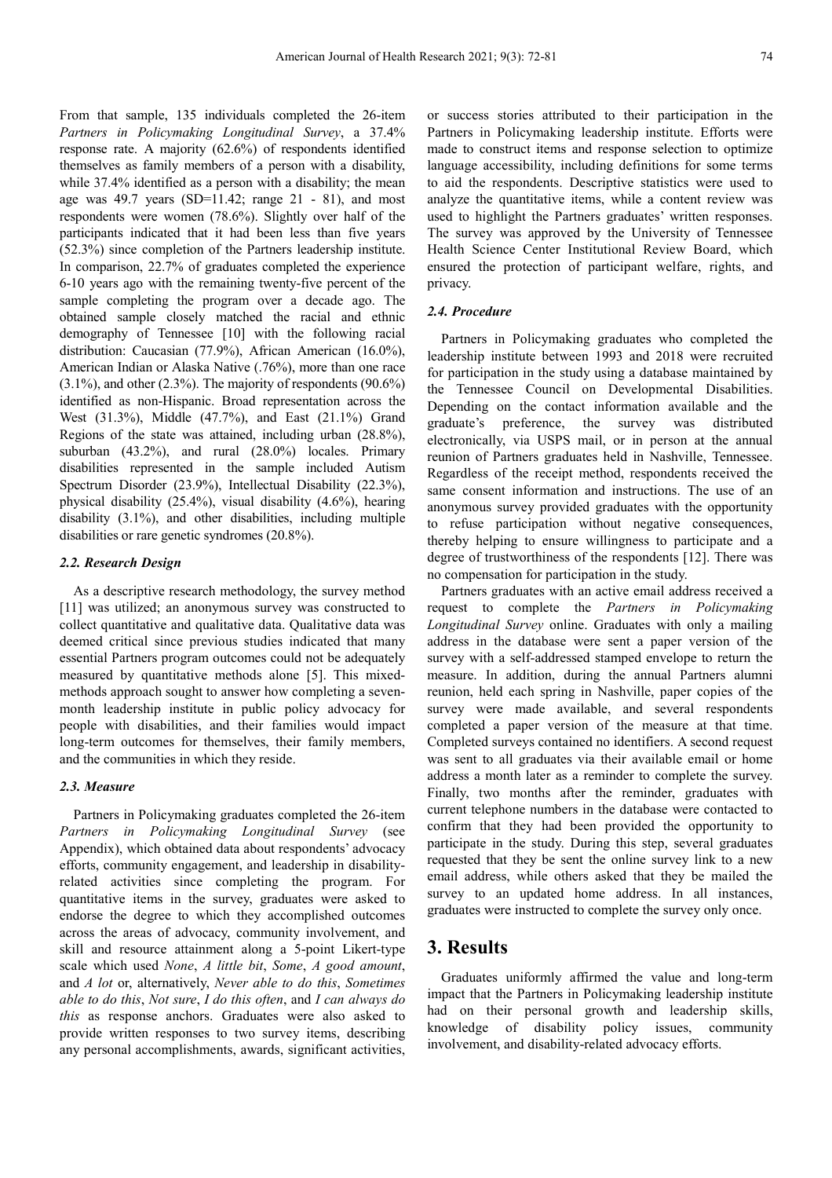From that sample, 135 individuals completed the 26-item *Partners in Policymaking Longitudinal Survey*, a 37.4% response rate. A majority (62.6%) of respondents identified themselves as family members of a person with a disability, while 37.4% identified as a person with a disability; the mean age was 49.7 years (SD=11.42; range 21 - 81), and most respondents were women (78.6%). Slightly over half of the participants indicated that it had been less than five years (52.3%) since completion of the Partners leadership institute. In comparison, 22.7% of graduates completed the experience 6-10 years ago with the remaining twenty-five percent of the sample completing the program over a decade ago. The obtained sample closely matched the racial and ethnic demography of Tennessee [10] with the following racial distribution: Caucasian (77.9%), African American (16.0%), American Indian or Alaska Native (.76%), more than one race (3.1%), and other (2.3%). The majority of respondents (90.6%) identified as non-Hispanic. Broad representation across the West (31.3%), Middle (47.7%), and East (21.1%) Grand Regions of the state was attained, including urban (28.8%), suburban (43.2%), and rural (28.0%) locales. Primary disabilities represented in the sample included Autism Spectrum Disorder (23.9%), Intellectual Disability (22.3%), physical disability (25.4%), visual disability (4.6%), hearing disability (3.1%), and other disabilities, including multiple disabilities or rare genetic syndromes (20.8%).

### *2.2. Research Design*

As a descriptive research methodology, the survey method [11] was utilized; an anonymous survey was constructed to collect quantitative and qualitative data. Qualitative data was deemed critical since previous studies indicated that many essential Partners program outcomes could not be adequately measured by quantitative methods alone [5]. This mixed-methods approach sought to answer how completing a seven-month leadership institute in public policy advocacy for people with disabilities, and their families would impact long-term outcomes for themselves, their family members, and the communities in which they reside.

### *2.3. Measure*

Partners in Policymaking graduates completed the 26-item *Partners in Policymaking Longitudinal Survey* (see Appendix), which obtained data about respondents' advocacy efforts, community engagement, and leadership in disability-related activities since completing the program. For quantitative items in the survey, graduates were asked to endorse the degree to which they accomplished outcomes across the areas of advocacy, community involvement, and skill and resource attainment along a 5-point Likert-type scale which used *None*, *A little bit*, *Some*, *A good amount*, and *A lot* or, alternatively, *Never able to do this*, *Sometimes able to do this*, *Not sure*, *I do this often*, and *I can always do this* as response anchors. Graduates were also asked to provide written responses to two survey items, describing any personal accomplishments, awards, significant activities, or success stories attributed to their participation in the Partners in Policymaking leadership institute. Efforts were made to construct items and response selection to optimize language accessibility, including definitions for some terms to aid the respondents. Descriptive statistics were used to analyze the quantitative items, while a content review was used to highlight the Partners graduates' written responses. The survey was approved by the University of Tennessee Health Science Center Institutional Review Board, which ensured the protection of participant welfare, rights, and privacy.

### *2.4. Procedure*

Partners in Policymaking graduates who completed the leadership institute between 1993 and 2018 were recruited for participation in the study using a database maintained by the Tennessee Council on Developmental Disabilities. Depending on the contact information available and the graduate's preference, the survey was distributed electronically, via USPS mail, or in person at the annual reunion of Partners graduates held in Nashville, Tennessee. Regardless of the receipt method, respondents received the same consent information and instructions. The use of an anonymous survey provided graduates with the opportunity to refuse participation without negative consequences, thereby helping to ensure willingness to participate and a degree of trustworthiness of the respondents [12]. There was no compensation for participation in the study.

Partners graduates with an active email address received a request to complete the *Partners in Policymaking Longitudinal Survey* online. Graduates with only a mailing address in the database were sent a paper version of the survey with a self-addressed stamped envelope to return the measure. In addition, during the annual Partners alumni reunion, held each spring in Nashville, paper copies of the survey were made available, and several respondents completed a paper version of the measure at that time. Completed surveys contained no identifiers. A second request was sent to all graduates via their available email or home address a month later as a reminder to complete the survey. Finally, two months after the reminder, graduates with current telephone numbers in the database were contacted to confirm that they had been provided the opportunity to participate in the study. During this step, several graduates requested that they be sent the online survey link to a new email address, while others asked that they be mailed the survey to an updated home address. In all instances, graduates were instructed to complete the survey only once.

## 3. Results

Graduates uniformly affirmed the value and long-term impact that the Partners in Policymaking leadership institute had on their personal growth and leadership skills, knowledge of disability policy issues, community involvement, and disability-related advocacy efforts.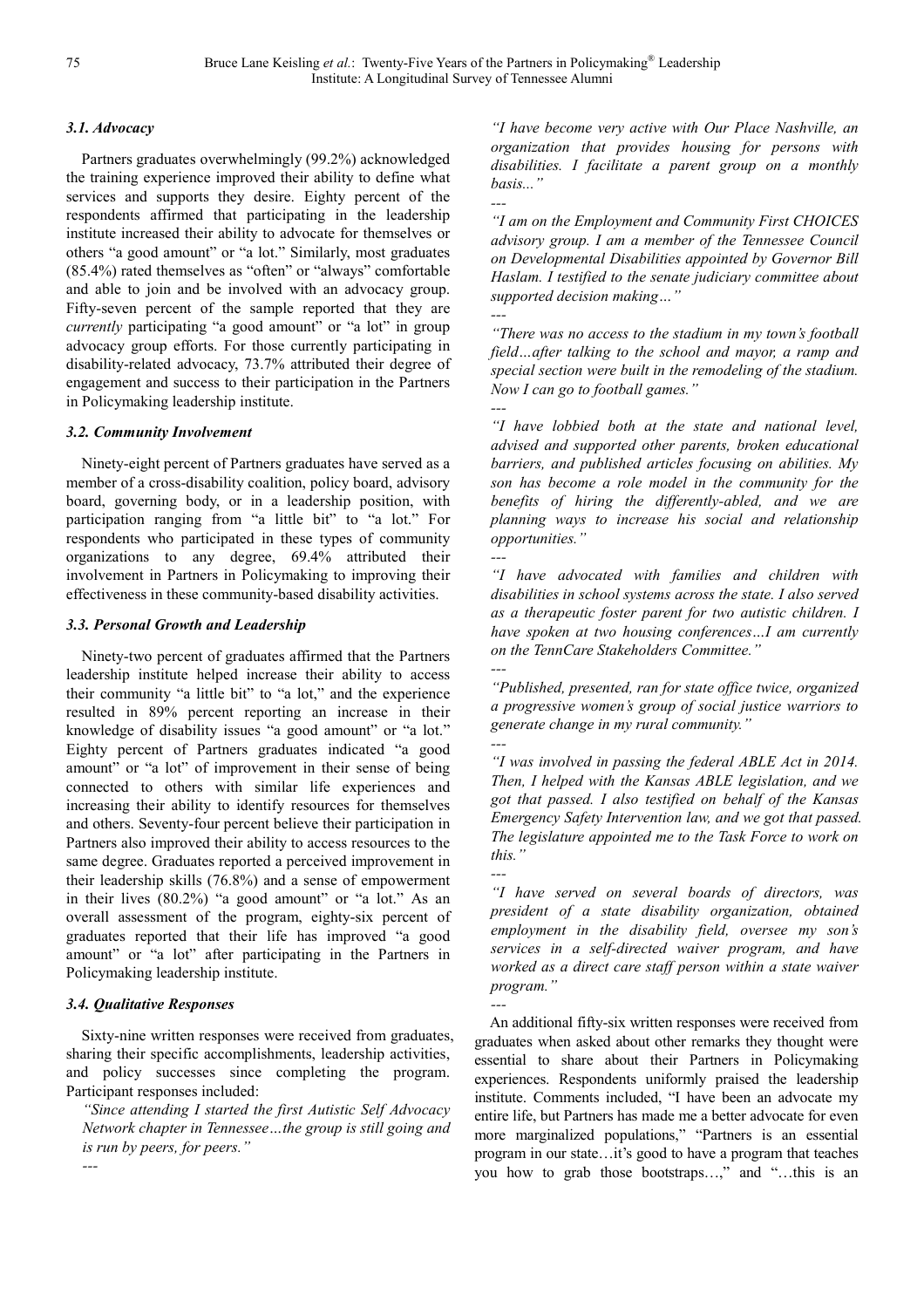### *3.1. Advocacy*

Partners graduates overwhelmingly (99.2%) acknowledged the training experience improved their ability to define what services and supports they desire. Eighty percent of the respondents affirmed that participating in the leadership institute increased their ability to advocate for themselves or others "a good amount" or "a lot." Similarly, most graduates (85.4%) rated themselves as "often" or "always" comfortable and able to join and be involved with an advocacy group. Fifty-seven percent of the sample reported that they are *currently* participating "a good amount" or "a lot" in group advocacy group efforts. For those currently participating in disability-related advocacy, 73.7% attributed their degree of engagement and success to their participation in the Partners in Policymaking leadership institute.

### *3.2. Community Involvement*

Ninety-eight percent of Partners graduates have served as a member of a cross-disability coalition, policy board, advisory board, governing body, or in a leadership position, with participation ranging from "a little bit" to "a lot." For respondents who participated in these types of community organizations to any degree, 69.4% attributed their involvement in Partners in Policymaking to improving their effectiveness in these community-based disability activities.

### *3.3. Personal Growth and Leadership*

Ninety-two percent of graduates affirmed that the Partners leadership institute helped increase their ability to access their community "a little bit" to "a lot," and the experience resulted in 89% percent reporting an increase in their knowledge of disability issues "a good amount" or "a lot." Eighty percent of Partners graduates indicated "a good amount" or "a lot" of improvement in their sense of being connected to others with similar life experiences and increasing their ability to identify resources for themselves and others. Seventy-four percent believe their participation in Partners also improved their ability to access resources to the same degree. Graduates reported a perceived improvement in their leadership skills (76.8%) and a sense of empowerment in their lives (80.2%) "a good amount" or "a lot." As an overall assessment of the program, eighty-six percent of graduates reported that their life has improved "a good amount" or "a lot" after participating in the Partners in Policymaking leadership institute.

### *3.4. Qualitative Responses*

Sixty-nine written responses were received from graduates, sharing their specific accomplishments, leadership activities, and policy successes since completing the program. Participant responses included:

*"Since attending I started the first Autistic Self Advocacy Network chapter in Tennessee…the group is still going and is run by peers, for peers."*

---

*"I have become very active with Our Place Nashville, an organization that provides housing for persons with disabilities. I facilitate a parent group on a monthly basis..."*

---

*"I am on the Employment and Community First CHOICES advisory group. I am a member of the Tennessee Council on Developmental Disabilities appointed by Governor Bill Haslam. I testified to the senate judiciary committee about supported decision making…"*

---

*"There was no access to the stadium in my town's football field…after talking to the school and mayor, a ramp and special section were built in the remodeling of the stadium. Now I can go to football games."*

---

*"I have lobbied both at the state and national level, advised and supported other parents, broken educational barriers, and published articles focusing on abilities. My son has become a role model in the community for the benefits of hiring the differently-abled, and we are planning ways to increase his social and relationship opportunities."*

---

*"I have advocated with families and children with disabilities in school systems across the state. I also served as a therapeutic foster parent for two autistic children. I have spoken at two housing conferences…I am currently on the TennCare Stakeholders Committee."*

---

*"Published, presented, ran for state office twice, organized a progressive women's group of social justice warriors to generate change in my rural community."*

---

*"I was involved in passing the federal ABLE Act in 2014. Then, I helped with the Kansas ABLE legislation, and we got that passed. I also testified on behalf of the Kansas Emergency Safety Intervention law, and we got that passed. The legislature appointed me to the Task Force to work on this."*

---

*"I have served on several boards of directors, was president of a state disability organization, obtained employment in the disability field, oversee my son's services in a self-directed waiver program, and have worked as a direct care staff person within a state waiver program."*

---

An additional fifty-six written responses were received from graduates when asked about other remarks they thought were essential to share about their Partners in Policymaking experiences. Respondents uniformly praised the leadership institute. Comments included, "I have been an advocate my entire life, but Partners has made me a better advocate for even more marginalized populations," "Partners is an essential program in our state…it's good to have a program that teaches you how to grab those bootstraps…," and "…this is an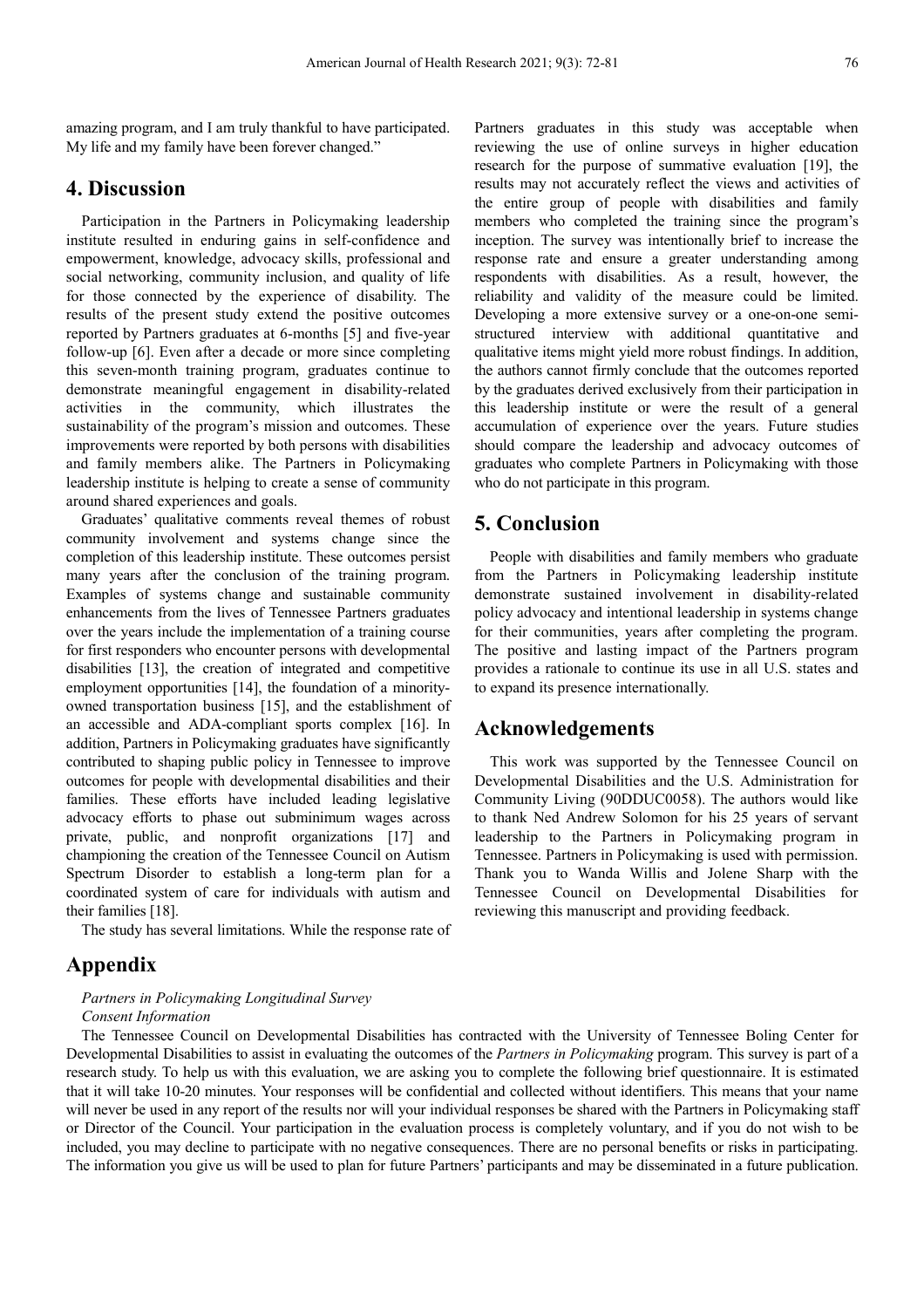amazing program, and I am truly thankful to have participated. My life and my family have been forever changed."

## 4. Discussion

Participation in the Partners in Policymaking leadership institute resulted in enduring gains in self-confidence and empowerment, knowledge, advocacy skills, professional and social networking, community inclusion, and quality of life for those connected by the experience of disability. The results of the present study extend the positive outcomes reported by Partners graduates at 6-months [5] and five-year follow-up [6]. Even after a decade or more since completing this seven-month training program, graduates continue to demonstrate meaningful engagement in disability-related activities in the community, which illustrates the sustainability of the program's mission and outcomes. These improvements were reported by both persons with disabilities and family members alike. The Partners in Policymaking leadership institute is helping to create a sense of community around shared experiences and goals.

Graduates' qualitative comments reveal themes of robust community involvement and systems change since the completion of this leadership institute. These outcomes persist many years after the conclusion of the training program. Examples of systems change and sustainable community enhancements from the lives of Tennessee Partners graduates over the years include the implementation of a training course for first responders who encounter persons with developmental disabilities [13], the creation of integrated and competitive employment opportunities [14], the foundation of a minority-owned transportation business [15], and the establishment of an accessible and ADA-compliant sports complex [16]. In addition, Partners in Policymaking graduates have significantly contributed to shaping public policy in Tennessee to improve outcomes for people with developmental disabilities and their families. These efforts have included leading legislative advocacy efforts to phase out subminimum wages across private, public, and nonprofit organizations [17] and championing the creation of the Tennessee Council on Autism Spectrum Disorder to establish a long-term plan for a coordinated system of care for individuals with autism and their families [18].

The study has several limitations. While the response rate of Partners graduates in this study was acceptable when reviewing the use of online surveys in higher education research for the purpose of summative evaluation [19], the results may not accurately reflect the views and activities of the entire group of people with disabilities and family members who completed the training since the program's inception. The survey was intentionally brief to increase the response rate and ensure a greater understanding among respondents with disabilities. As a result, however, the reliability and validity of the measure could be limited. Developing a more extensive survey or a one-on-one semi-structured interview with additional quantitative and qualitative items might yield more robust findings. In addition, the authors cannot firmly conclude that the outcomes reported by the graduates derived exclusively from their participation in this leadership institute or were the result of a general accumulation of experience over the years. Future studies should compare the leadership and advocacy outcomes of graduates who complete Partners in Policymaking with those who do not participate in this program.

## 5. Conclusion

People with disabilities and family members who graduate from the Partners in Policymaking leadership institute demonstrate sustained involvement in disability-related policy advocacy and intentional leadership in systems change for their communities, years after completing the program. The positive and lasting impact of the Partners program provides a rationale to continue its use in all U.S. states and to expand its presence internationally.

## Acknowledgements

This work was supported by the Tennessee Council on Developmental Disabilities and the U.S. Administration for Community Living (90DDUC0058). The authors would like to thank Ned Andrew Solomon for his 25 years of servant leadership to the Partners in Policymaking program in Tennessee. Partners in Policymaking is used with permission. Thank you to Wanda Willis and Jolene Sharp with the Tennessee Council on Developmental Disabilities for reviewing this manuscript and providing feedback.

## Appendix

*Partners in Policymaking Longitudinal Survey*
*Consent Information*

The Tennessee Council on Developmental Disabilities has contracted with the University of Tennessee Boling Center for Developmental Disabilities to assist in evaluating the outcomes of the *Partners in Policymaking* program. This survey is part of a research study. To help us with this evaluation, we are asking you to complete the following brief questionnaire. It is estimated that it will take 10-20 minutes. Your responses will be confidential and collected without identifiers. This means that your name will never be used in any report of the results nor will your individual responses be shared with the Partners in Policymaking staff or Director of the Council. Your participation in the evaluation process is completely voluntary, and if you do not wish to be included, you may decline to participate with no negative consequences. There are no personal benefits or risks in participating. The information you give us will be used to plan for future Partners' participants and may be disseminated in a future publication.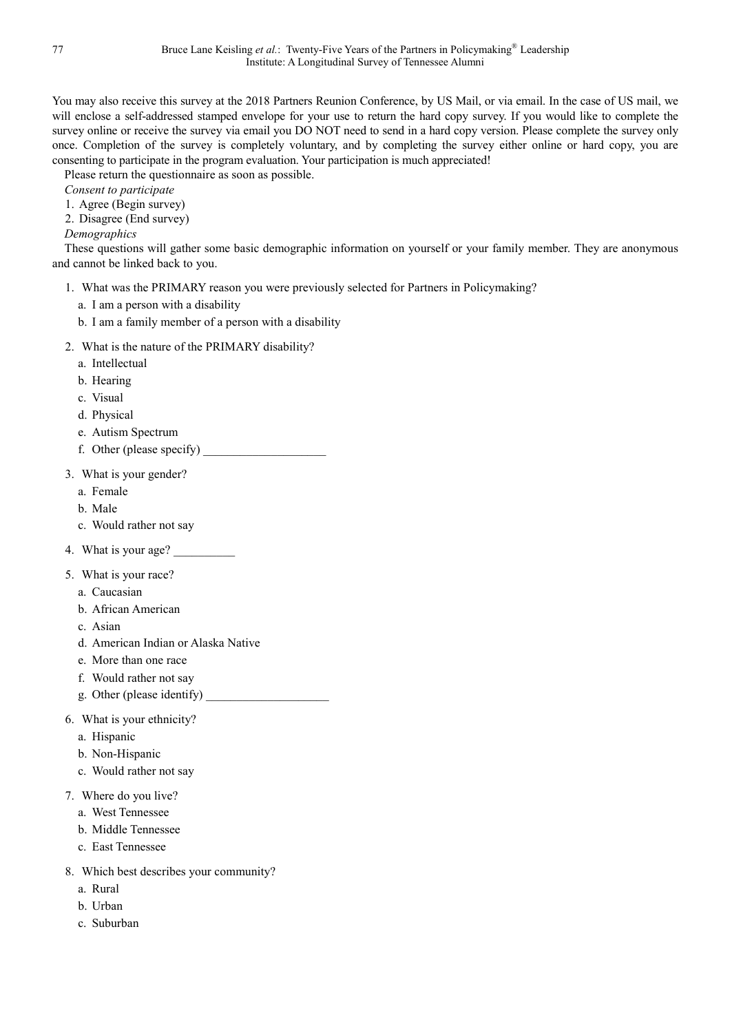You may also receive this survey at the 2018 Partners Reunion Conference, by US Mail, or via email. In the case of US mail, we will enclose a self-addressed stamped envelope for your use to return the hard copy survey. If you would like to complete the survey online or receive the survey via email you DO NOT need to send in a hard copy version. Please complete the survey only once. Completion of the survey is completely voluntary, and by completing the survey either online or hard copy, you are consenting to participate in the program evaluation. Your participation is much appreciated!

Please return the questionnaire as soon as possible.

*Consent to participate*

1. Agree (Begin survey)
2. Disagree (End survey)

*Demographics*

These questions will gather some basic demographic information on yourself or your family member. They are anonymous and cannot be linked back to you.

1. What was the PRIMARY reason you were previously selected for Partners in Policymaking?
   a. I am a person with a disability
   b. I am a family member of a person with a disability
2. What is the nature of the PRIMARY disability?
   a. Intellectual
   b. Hearing
   c. Visual
   d. Physical
   e. Autism Spectrum
   f. Other (please specify) ____________________
3. What is your gender?
   a. Female
   b. Male
   c. Would rather not say
4. What is your age? __________
5. What is your race?
   a. Caucasian
   b. African American
   c. Asian
   d. American Indian or Alaska Native
   e. More than one race
   f. Would rather not say
   g. Other (please identify) ____________________
6. What is your ethnicity?
   a. Hispanic
   b. Non-Hispanic
   c. Would rather not say
7. Where do you live?
   a. West Tennessee
   b. Middle Tennessee
   c. East Tennessee
8. Which best describes your community?
   a. Rural
   b. Urban
   c. Suburban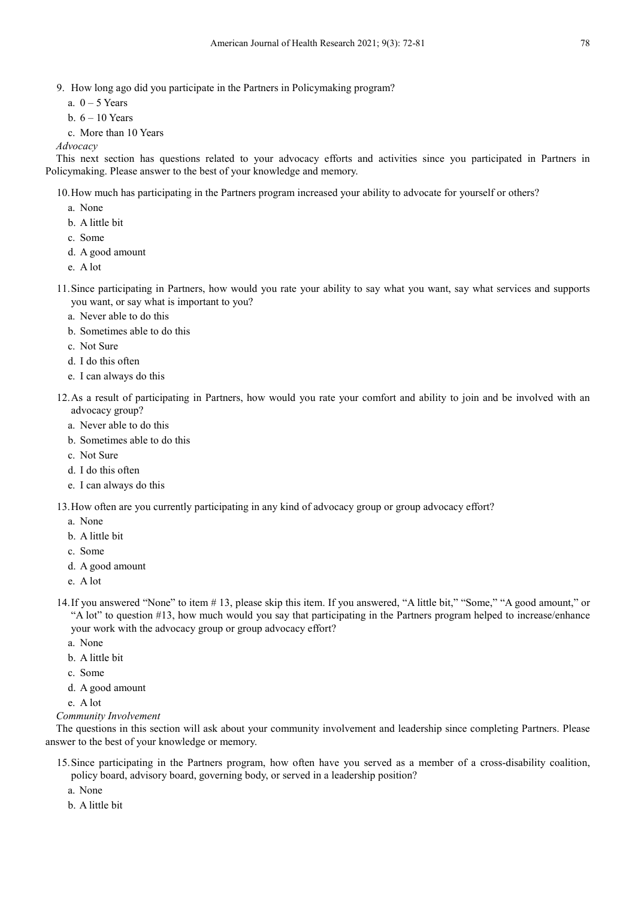9. How long ago did you participate in the Partners in Policymaking program?
   a. 0 – 5 Years
   b. 6 – 10 Years
   c. More than 10 Years

*Advocacy*

This next section has questions related to your advocacy efforts and activities since you participated in Partners in Policymaking. Please answer to the best of your knowledge and memory.

10. How much has participating in the Partners program increased your ability to advocate for yourself or others?
    a. None
    b. A little bit
    c. Some
    d. A good amount
    e. A lot

11. Since participating in Partners, how would you rate your ability to say what you want, say what services and supports you want, or say what is important to you?
    a. Never able to do this
    b. Sometimes able to do this
    c. Not Sure
    d. I do this often
    e. I can always do this

12. As a result of participating in Partners, how would you rate your comfort and ability to join and be involved with an advocacy group?
    a. Never able to do this
    b. Sometimes able to do this
    c. Not Sure
    d. I do this often
    e. I can always do this

13. How often are you currently participating in any kind of advocacy group or group advocacy effort?
    a. None
    b. A little bit
    c. Some
    d. A good amount
    e. A lot

14. If you answered "None" to item # 13, please skip this item. If you answered, "A little bit," "Some," "A good amount," or "A lot" to question #13, how much would you say that participating in the Partners program helped to increase/enhance your work with the advocacy group or group advocacy effort?
    a. None
    b. A little bit
    c. Some
    d. A good amount
    e. A lot

*Community Involvement*

The questions in this section will ask about your community involvement and leadership since completing Partners. Please answer to the best of your knowledge or memory.

15. Since participating in the Partners program, how often have you served as a member of a cross-disability coalition, policy board, advisory board, governing body, or served in a leadership position?
    a. None
    b. A little bit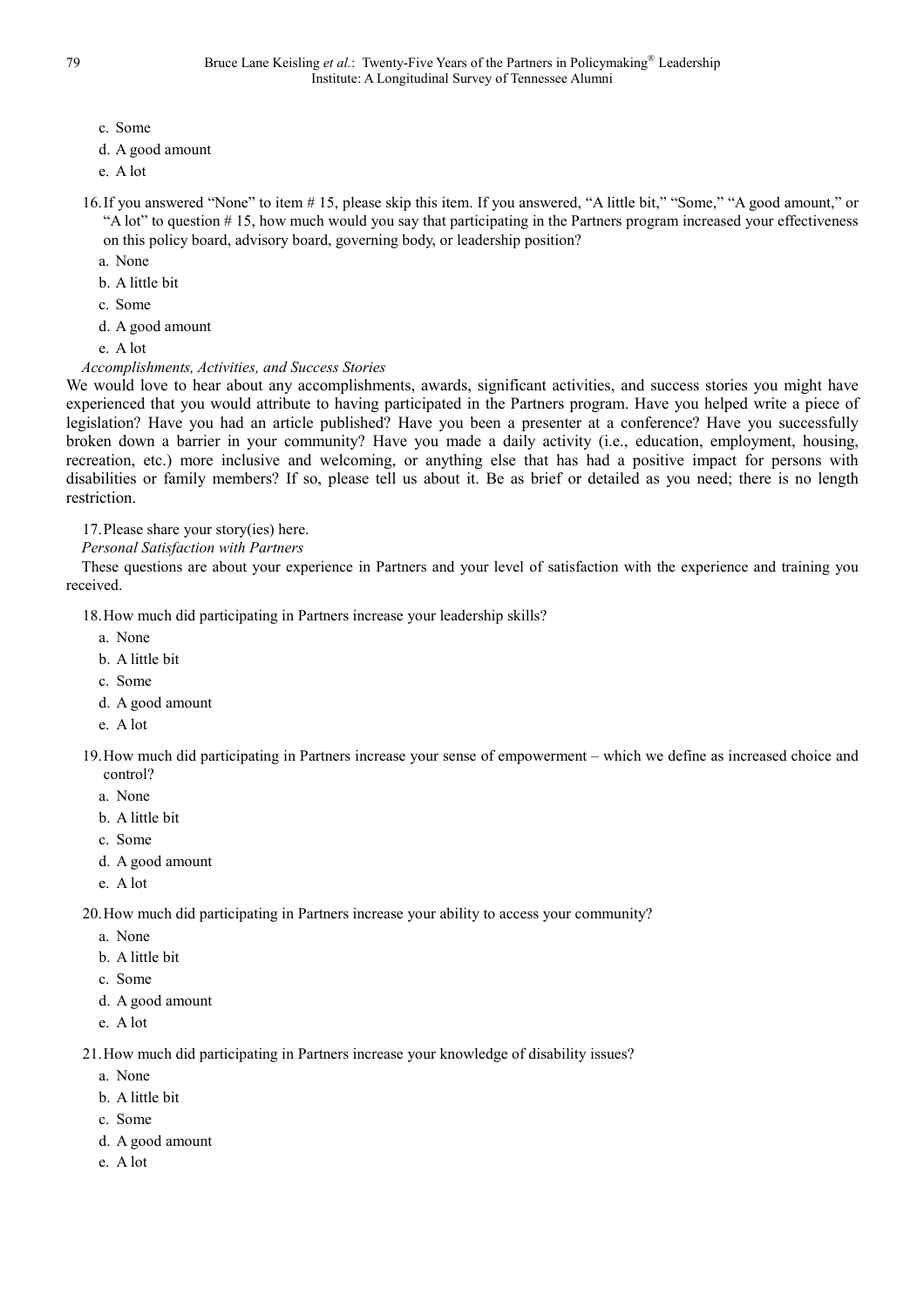c. Some

d. A good amount

e. A lot

16. If you answered "None" to item # 15, please skip this item. If you answered, "A little bit," "Some," "A good amount," or "A lot" to question # 15, how much would you say that participating in the Partners program increased your effectiveness on this policy board, advisory board, governing body, or leadership position?

    a. None
    b. A little bit
    c. Some
    d. A good amount
    e. A lot

*Accomplishments, Activities, and Success Stories*

We would love to hear about any accomplishments, awards, significant activities, and success stories you might have experienced that you would attribute to having participated in the Partners program. Have you helped write a piece of legislation? Have you had an article published? Have you been a presenter at a conference? Have you successfully broken down a barrier in your community? Have you made a daily activity (i.e., education, employment, housing, recreation, etc.) more inclusive and welcoming, or anything else that has had a positive impact for persons with disabilities or family members? If so, please tell us about it. Be as brief or detailed as you need; there is no length restriction.

17. Please share your story(ies) here.

*Personal Satisfaction with Partners*

These questions are about your experience in Partners and your level of satisfaction with the experience and training you received.

18. How much did participating in Partners increase your leadership skills?

    a. None
    b. A little bit
    c. Some
    d. A good amount
    e. A lot

19. How much did participating in Partners increase your sense of empowerment – which we define as increased choice and control?

    a. None
    b. A little bit
    c. Some
    d. A good amount
    e. A lot

20. How much did participating in Partners increase your ability to access your community?

    a. None
    b. A little bit
    c. Some
    d. A good amount
    e. A lot

21. How much did participating in Partners increase your knowledge of disability issues?

    a. None
    b. A little bit
    c. Some
    d. A good amount
    e. A lot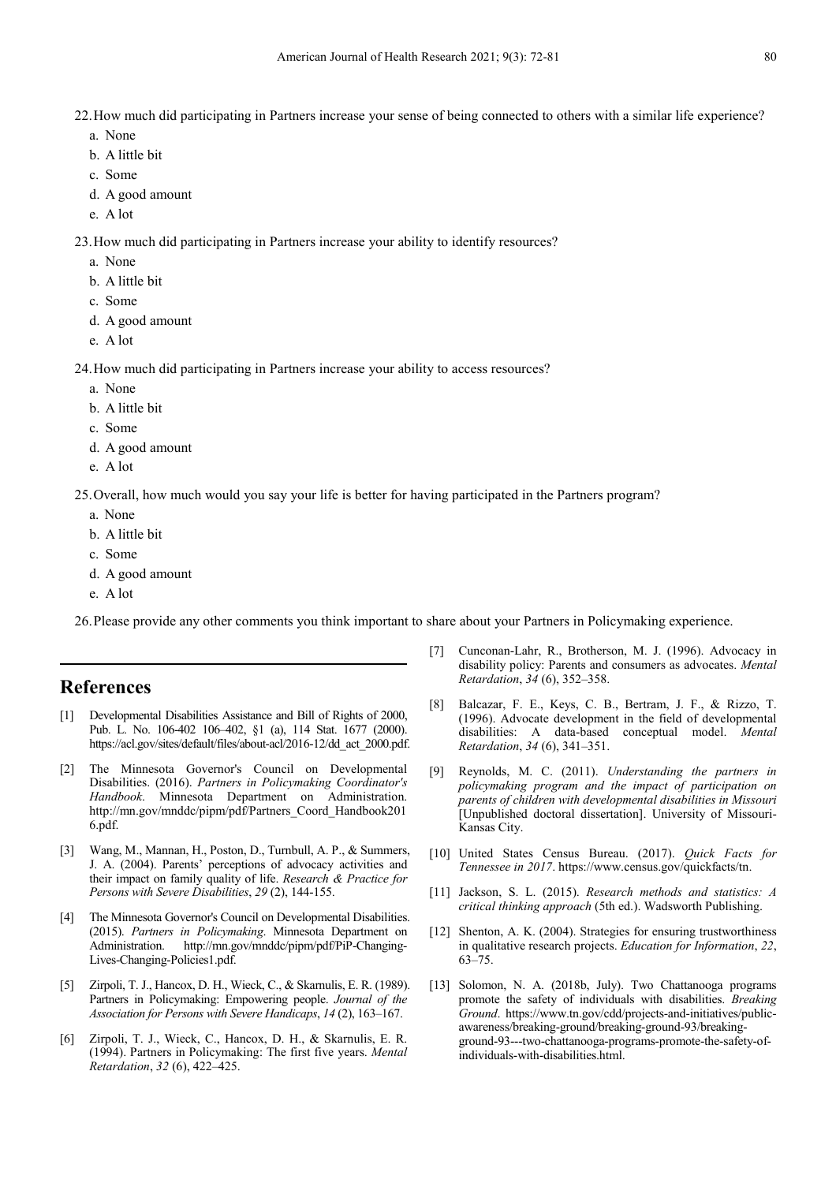22. How much did participating in Partners increase your sense of being connected to others with a similar life experience?
    a. None
    b. A little bit
    c. Some
    d. A good amount
    e. A lot

23. How much did participating in Partners increase your ability to identify resources?
    a. None
    b. A little bit
    c. Some
    d. A good amount
    e. A lot

24. How much did participating in Partners increase your ability to access resources?
    a. None
    b. A little bit
    c. Some
    d. A good amount
    e. A lot

25. Overall, how much would you say your life is better for having participated in the Partners program?
    a. None
    b. A little bit
    c. Some
    d. A good amount
    e. A lot

26. Please provide any other comments you think important to share about your Partners in Policymaking experience.

## References

[1] Developmental Disabilities Assistance and Bill of Rights of 2000, Pub. L. No. 106-402 106–402, §1 (a), 114 Stat. 1677 (2000). https://acl.gov/sites/default/files/about-acl/2016-12/dd_act_2000.pdf.

[2] The Minnesota Governor's Council on Developmental Disabilities. (2016). *Partners in Policymaking Coordinator's Handbook*. Minnesota Department on Administration. http://mn.gov/mnddc/pipm/pdf/Partners_Coord_Handbook2016.pdf.

[3] Wang, M., Mannan, H., Poston, D., Turnbull, A. P., & Summers, J. A. (2004). Parents' perceptions of advocacy activities and their impact on family quality of life. *Research & Practice for Persons with Severe Disabilities*, *29* (2), 144-155.

[4] The Minnesota Governor's Council on Developmental Disabilities. (2015). *Partners in Policymaking*. Minnesota Department on Administration. http://mn.gov/mnddc/pipm/pdf/PiP-Changing-Lives-Changing-Policies1.pdf.

[5] Zirpoli, T. J., Hancox, D. H., Wieck, C., & Skarnulis, E. R. (1989). Partners in Policymaking: Empowering people. *Journal of the Association for Persons with Severe Handicaps*, *14* (2), 163–167.

[6] Zirpoli, T. J., Wieck, C., Hancox, D. H., & Skarnulis, E. R. (1994). Partners in Policymaking: The first five years. *Mental Retardation*, *32* (6), 422–425.

[7] Cunconan-Lahr, R., Brotherson, M. J. (1996). Advocacy in disability policy: Parents and consumers as advocates. *Mental Retardation*, *34* (6), 352–358.

[8] Balcazar, F. E., Keys, C. B., Bertram, J. F., & Rizzo, T. (1996). Advocate development in the field of developmental disabilities: A data-based conceptual model. *Mental Retardation*, *34* (6), 341–351.

[9] Reynolds, M. C. (2011). *Understanding the partners in policymaking program and the impact of participation on parents of children with developmental disabilities in Missouri* [Unpublished doctoral dissertation]. University of Missouri-Kansas City.

[10] United States Census Bureau. (2017). *Quick Facts for Tennessee in 2017*. https://www.census.gov/quickfacts/tn.

[11] Jackson, S. L. (2015). *Research methods and statistics: A critical thinking approach* (5th ed.). Wadsworth Publishing.

[12] Shenton, A. K. (2004). Strategies for ensuring trustworthiness in qualitative research projects. *Education for Information*, *22*, 63–75.

[13] Solomon, N. A. (2018b, July). Two Chattanooga programs promote the safety of individuals with disabilities. *Breaking Ground*. https://www.tn.gov/cdd/projects-and-initiatives/public-awareness/breaking-ground/breaking-ground-93/breaking-ground-93---two-chattanooga-programs-promote-the-safety-of-individuals-with-disabilities.html.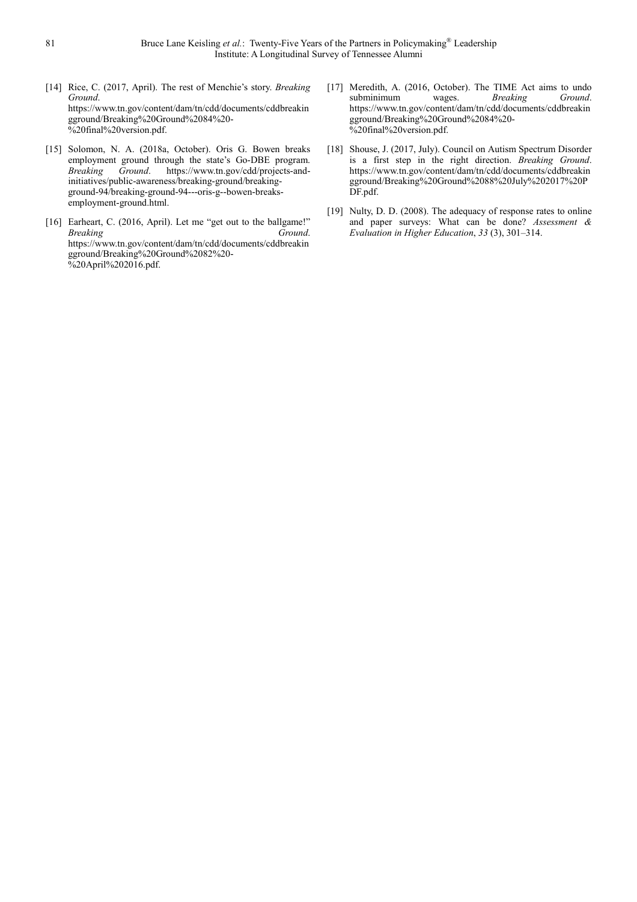[14] Rice, C. (2017, April). The rest of Menchie's story. *Breaking Ground*. https://www.tn.gov/content/dam/tn/cdd/documents/cddbreakingground/Breaking%20Ground%2084%20-%20final%20version.pdf.

[15] Solomon, N. A. (2018a, October). Oris G. Bowen breaks employment ground through the state's Go-DBE program. *Breaking Ground*. https://www.tn.gov/cdd/projects-and-initiatives/public-awareness/breaking-ground/breaking-ground-94/breaking-ground-94---oris-g--bowen-breaks-employment-ground.html.

[16] Earheart, C. (2016, April). Let me "get out to the ballgame!" *Breaking Ground*. https://www.tn.gov/content/dam/tn/cdd/documents/cddbreakingground/Breaking%20Ground%2082%20-%20April%202016.pdf.

[17] Meredith, A. (2016, October). The TIME Act aims to undo subminimum wages. *Breaking Ground*. https://www.tn.gov/content/dam/tn/cdd/documents/cddbreakingground/Breaking%20Ground%2084%20-%20final%20version.pdf.

[18] Shouse, J. (2017, July). Council on Autism Spectrum Disorder is a first step in the right direction. *Breaking Ground*. https://www.tn.gov/content/dam/tn/cdd/documents/cddbreakingground/Breaking%20Ground%2088%20July%202017%20PDF.pdf.

[19] Nulty, D. D. (2008). The adequacy of response rates to online and paper surveys: What can be done? *Assessment & Evaluation in Higher Education*, *33* (3), 301–314.